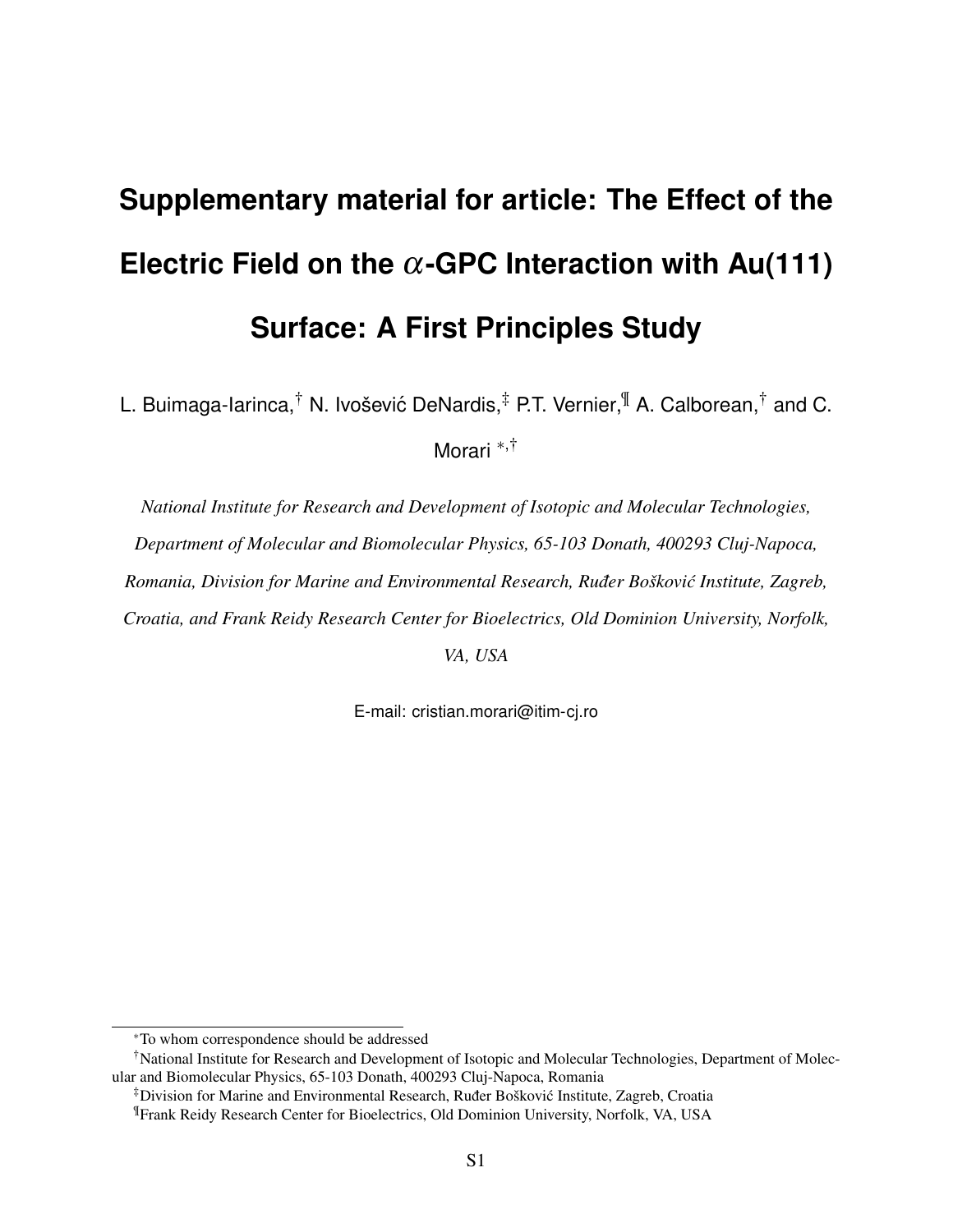# Supplementary material for article: The Effect of the Electric Field on the $\alpha$-GPC Interaction with Au(111) Surface: A First Principles Study

L. Buimaga-Iarinca,[†] N. Ivošević DeNardis,[‡] P.T. Vernier,[¶] A. Calborean,[†] and C. Morari [*,†]

*National Institute for Research and Development of Isotopic and Molecular Technologies, Department of Molecular and Biomolecular Physics, 65-103 Donath, 400293 Cluj-Napoca, Romania, Division for Marine and Environmental Research, Ruđer Bošković Institute, Zagreb, Croatia, and Frank Reidy Research Center for Bioelectrics, Old Dominion University, Norfolk, VA, USA*

E-mail: cristian.morari@itim-cj.ro

---

[*] To whom correspondence should be addressed

[†] National Institute for Research and Development of Isotopic and Molecular Technologies, Department of Molecular and Biomolecular Physics, 65-103 Donath, 400293 Cluj-Napoca, Romania

[‡] Division for Marine and Environmental Research, Ruđer Bošković Institute, Zagreb, Croatia

[¶] Frank Reidy Research Center for Bioelectrics, Old Dominion University, Norfolk, VA, USA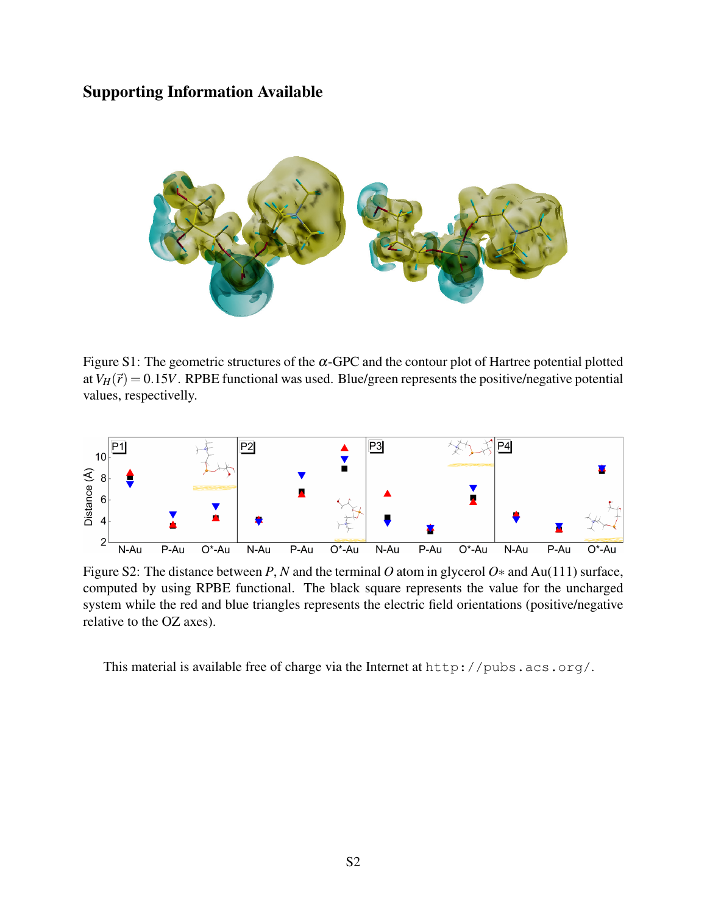## Supporting Information Available

Figure S1: The geometric structures of the $\alpha$-GPC and the contour plot of Hartree potential plotted at $V_H(\vec{r}) = 0.15V$. RPBE functional was used. Blue/green represents the positive/negative potential values, respectivelly.

Figure S2: The distance between $P$, $N$ and the terminal $O$ atom in glycerol $O*$ and Au(111) surface, computed by using RPBE functional. The black square represents the value for the uncharged system while the red and blue triangles represents the electric field orientations (positive/negative relative to the OZ axes).

This material is available free of charge via the Internet at `http://pubs.acs.org/`.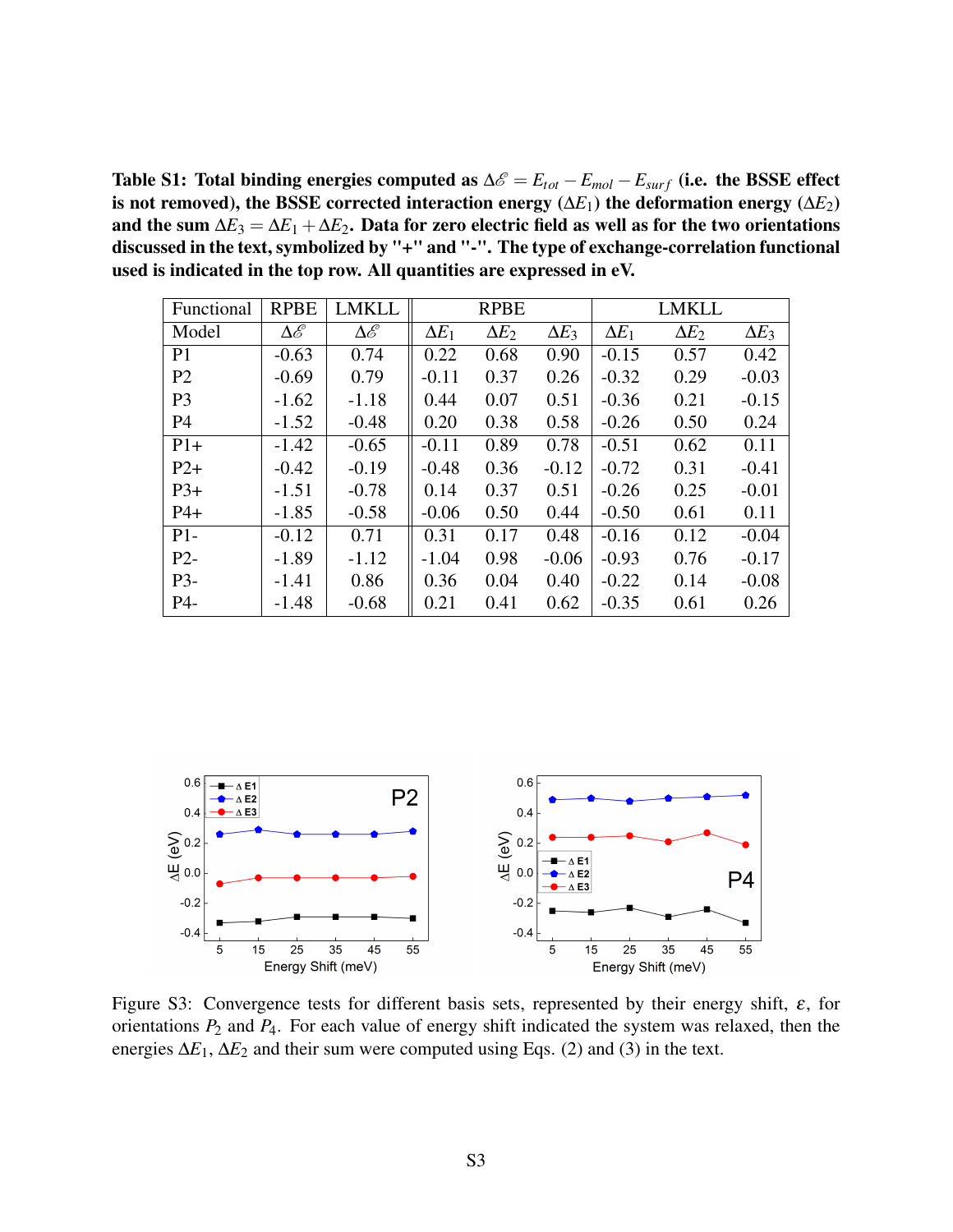**Table S1: Total binding energies computed as $\Delta\mathscr{E} = E_{tot} - E_{mol} - E_{surf}$ (i.e. the BSSE effect is not removed), the BSSE corrected interaction energy ($\Delta E_1$) the deformation energy ($\Delta E_2$) and the sum $\Delta E_3 = \Delta E_1 + \Delta E_2$. Data for zero electric field as well as for the two orientations discussed in the text, symbolized by "+" and "-". The type of exchange-correlation functional used is indicated in the top row. All quantities are expressed in eV.**

| Functional | RPBE | LMKLL | RPBE | | | LMKLL | | |
|---|---|---|---|---|---|---|---|---|
| Model | $\Delta\mathscr{E}$ | $\Delta\mathscr{E}$ | $\Delta E_1$ | $\Delta E_2$ | $\Delta E_3$ | $\Delta E_1$ | $\Delta E_2$ | $\Delta E_3$ |
| P1 | -0.63 | 0.74 | 0.22 | 0.68 | 0.90 | -0.15 | 0.57 | 0.42 |
| P2 | -0.69 | 0.79 | -0.11 | 0.37 | 0.26 | -0.32 | 0.29 | -0.03 |
| P3 | -1.62 | -1.18 | 0.44 | 0.07 | 0.51 | -0.36 | 0.21 | -0.15 |
| P4 | -1.52 | -0.48 | 0.20 | 0.38 | 0.58 | -0.26 | 0.50 | 0.24 |
| P1+ | -1.42 | -0.65 | -0.11 | 0.89 | 0.78 | -0.51 | 0.62 | 0.11 |
| P2+ | -0.42 | -0.19 | -0.48 | 0.36 | -0.12 | -0.72 | 0.31 | -0.41 |
| P3+ | -1.51 | -0.78 | 0.14 | 0.37 | 0.51 | -0.26 | 0.25 | -0.01 |
| P4+ | -1.85 | -0.58 | -0.06 | 0.50 | 0.44 | -0.50 | 0.61 | 0.11 |
| P1- | -0.12 | 0.71 | 0.31 | 0.17 | 0.48 | -0.16 | 0.12 | -0.04 |
| P2- | -1.89 | -1.12 | -1.04 | 0.98 | -0.06 | -0.93 | 0.76 | -0.17 |
| P3- | -1.41 | 0.86 | 0.36 | 0.04 | 0.40 | -0.22 | 0.14 | -0.08 |
| P4- | -1.48 | -0.68 | 0.21 | 0.41 | 0.62 | -0.35 | 0.61 | 0.26 |

P2
Δ E1
Δ E2
Δ E3
ΔE (eV)
0.6
0.4
0.2
0.0
-0.2
-0.4
5 15 25 35 45 55
Energy Shift (meV)

P4
Δ E1
Δ E2
Δ E3
ΔE (eV)
0.6
0.4
0.2
0.0
-0.2
-0.4
5 15 25 35 45 55
Energy Shift (meV)

Figure S3: Convergence tests for different basis sets, represented by their energy shift, $\varepsilon$, for orientations $P_2$ and $P_4$. For each value of energy shift indicated the system was relaxed, then the energies $\Delta E_1$, $\Delta E_2$ and their sum were computed using Eqs. (2) and (3) in the text.